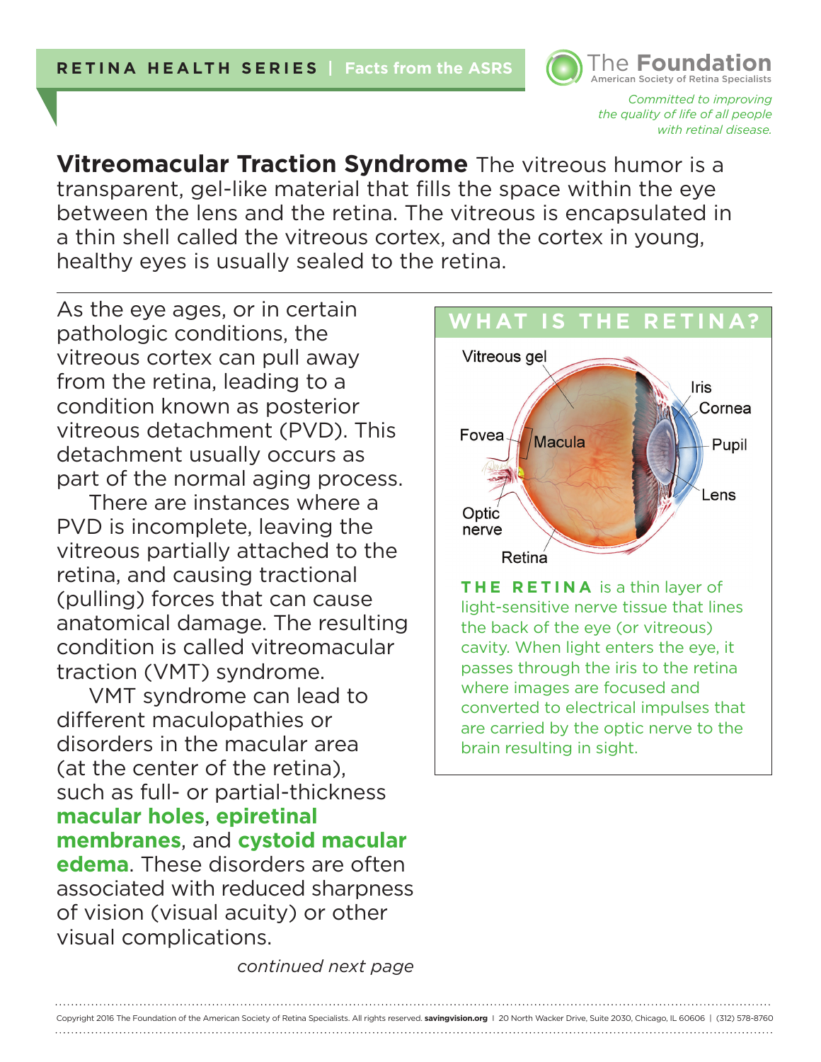RETINA HEALTH SERIES | Facts from the ASRS

The Foundation
American Society of Retina Specialists

*Committed to improving the quality of life of all people with retinal disease.*

# Vitreomacular Traction Syndrome

The vitreous humor is a transparent, gel-like material that fills the space within the eye between the lens and the retina. The vitreous is encapsulated in a thin shell called the vitreous cortex, and the cortex in young, healthy eyes is usually sealed to the retina.

As the eye ages, or in certain pathologic conditions, the vitreous cortex can pull away from the retina, leading to a condition known as posterior vitreous detachment (PVD). This detachment usually occurs as part of the normal aging process.

There are instances where a PVD is incomplete, leaving the vitreous partially attached to the retina, and causing tractional (pulling) forces that can cause anatomical damage. The resulting condition is called vitreomacular traction (VMT) syndrome.

VMT syndrome can lead to different maculopathies or disorders in the macular area (at the center of the retina), such as full- or partial-thickness **macular holes**, **epiretinal membranes**, and **cystoid macular edema**. These disorders are often associated with reduced sharpness of vision (visual acuity) or other visual complications.

*continued next page*

## WHAT IS THE RETINA?

Vitreous gel, Iris, Cornea, Fovea, Macula, Pupil, Lens, Optic nerve, Retina

**THE RETINA** is a thin layer of light-sensitive nerve tissue that lines the back of the eye (or vitreous) cavity. When light enters the eye, it passes through the iris to the retina where images are focused and converted to electrical impulses that are carried by the optic nerve to the brain resulting in sight.

Copyright 2016 The Foundation of the American Society of Retina Specialists. All rights reserved. **savingvision.org** | 20 North Wacker Drive, Suite 2030, Chicago, IL 60606 | (312) 578-8760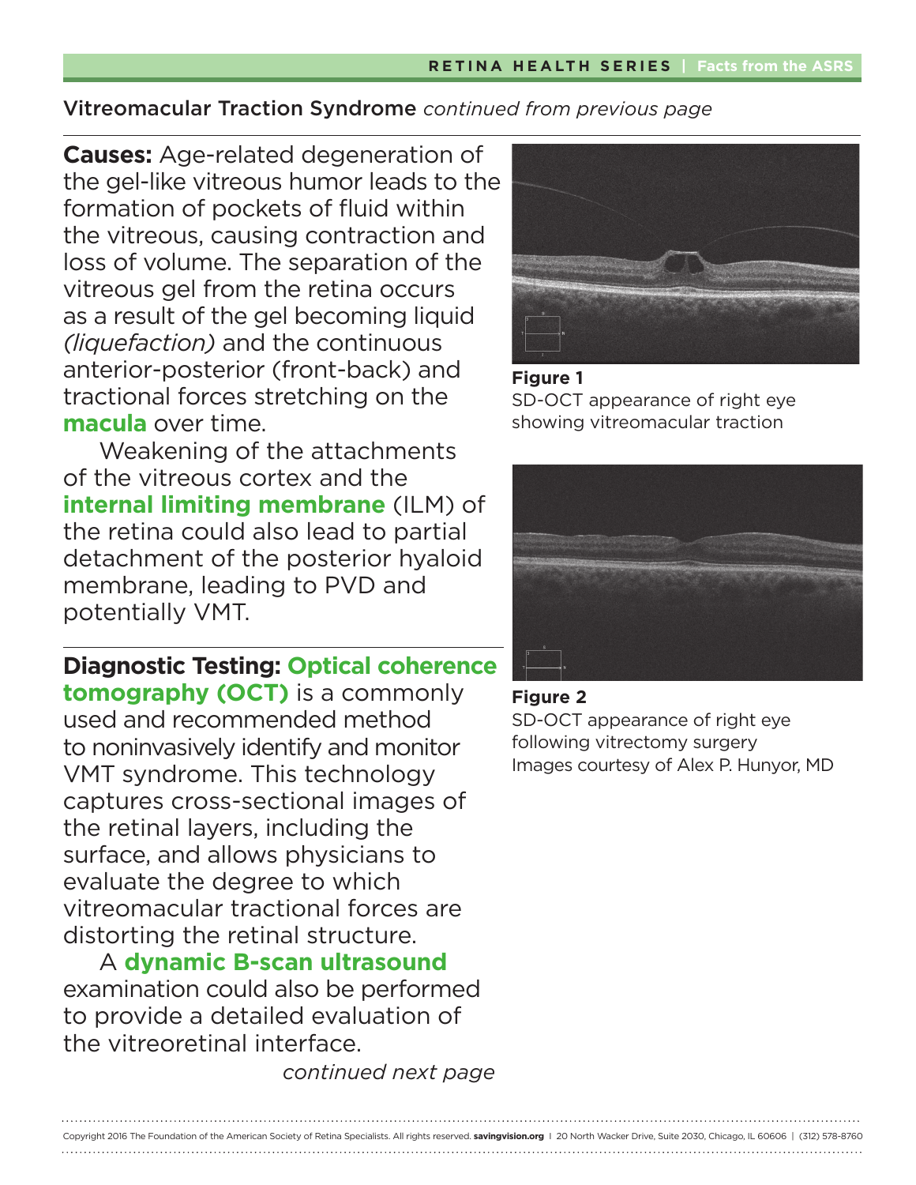## Vitreomacular Traction Syndrome *continued from previous page*

**Causes:** Age-related degeneration of the gel-like vitreous humor leads to the formation of pockets of fluid within the vitreous, causing contraction and loss of volume. The separation of the vitreous gel from the retina occurs as a result of the gel becoming liquid *(liquefaction)* and the continuous anterior-posterior (front-back) and tractional forces stretching on the **macula** over time.

Weakening of the attachments of the vitreous cortex and the **internal limiting membrane** (ILM) of the retina could also lead to partial detachment of the posterior hyaloid membrane, leading to PVD and potentially VMT.

**Diagnostic Testing:** **Optical coherence tomography (OCT)** is a commonly used and recommended method to noninvasively identify and monitor VMT syndrome. This technology captures cross-sectional images of the retinal layers, including the surface, and allows physicians to evaluate the degree to which vitreomacular tractional forces are distorting the retinal structure.

A **dynamic B-scan ultrasound** examination could also be performed to provide a detailed evaluation of the vitreoretinal interface.

*continued next page*

**Figure 1**
SD-OCT appearance of right eye showing vitreomacular traction

**Figure 2**
SD-OCT appearance of right eye following vitrectomy surgery
Images courtesy of Alex P. Hunyor, MD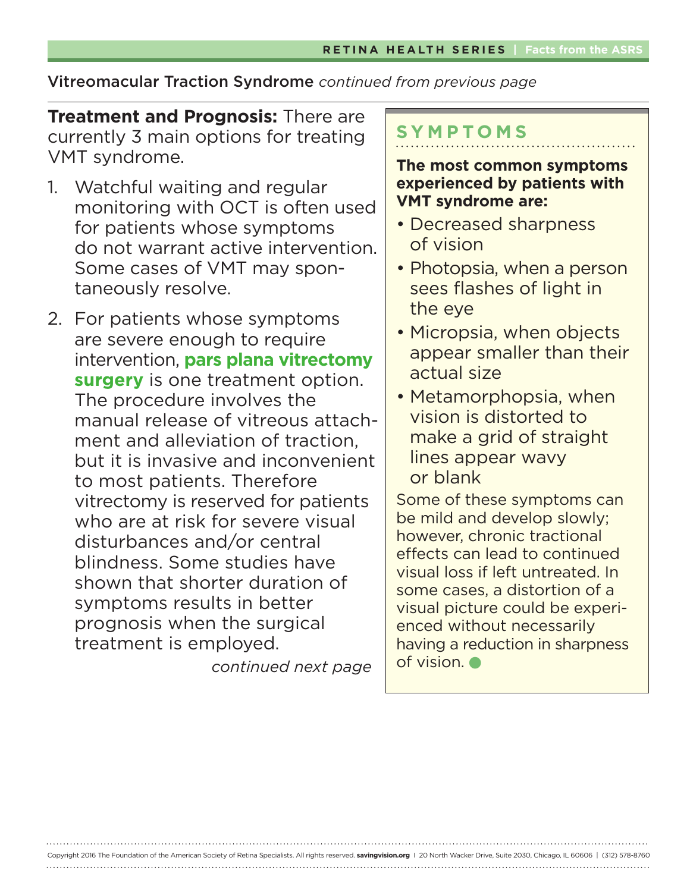Vitreomacular Traction Syndrome *continued from previous page*

**Treatment and Prognosis:** There are currently 3 main options for treating VMT syndrome.

1. Watchful waiting and regular monitoring with OCT is often used for patients whose symptoms do not warrant active intervention. Some cases of VMT may spontaneously resolve.
2. For patients whose symptoms are severe enough to require intervention, **pars plana vitrectomy surgery** is one treatment option. The procedure involves the manual release of vitreous attachment and alleviation of traction, but it is invasive and inconvenient to most patients. Therefore vitrectomy is reserved for patients who are at risk for severe visual disturbances and/or central blindness. Some studies have shown that shorter duration of symptoms results in better prognosis when the surgical treatment is employed.

*continued next page*

## SYMPTOMS

**The most common symptoms experienced by patients with VMT syndrome are:**

- Decreased sharpness of vision
- Photopsia, when a person sees flashes of light in the eye
- Micropsia, when objects appear smaller than their actual size
- Metamorphopsia, when vision is distorted to make a grid of straight lines appear wavy or blank

Some of these symptoms can be mild and develop slowly; however, chronic tractional effects can lead to continued visual loss if left untreated. In some cases, a distortion of a visual picture could be experienced without necessarily having a reduction in sharpness of vision.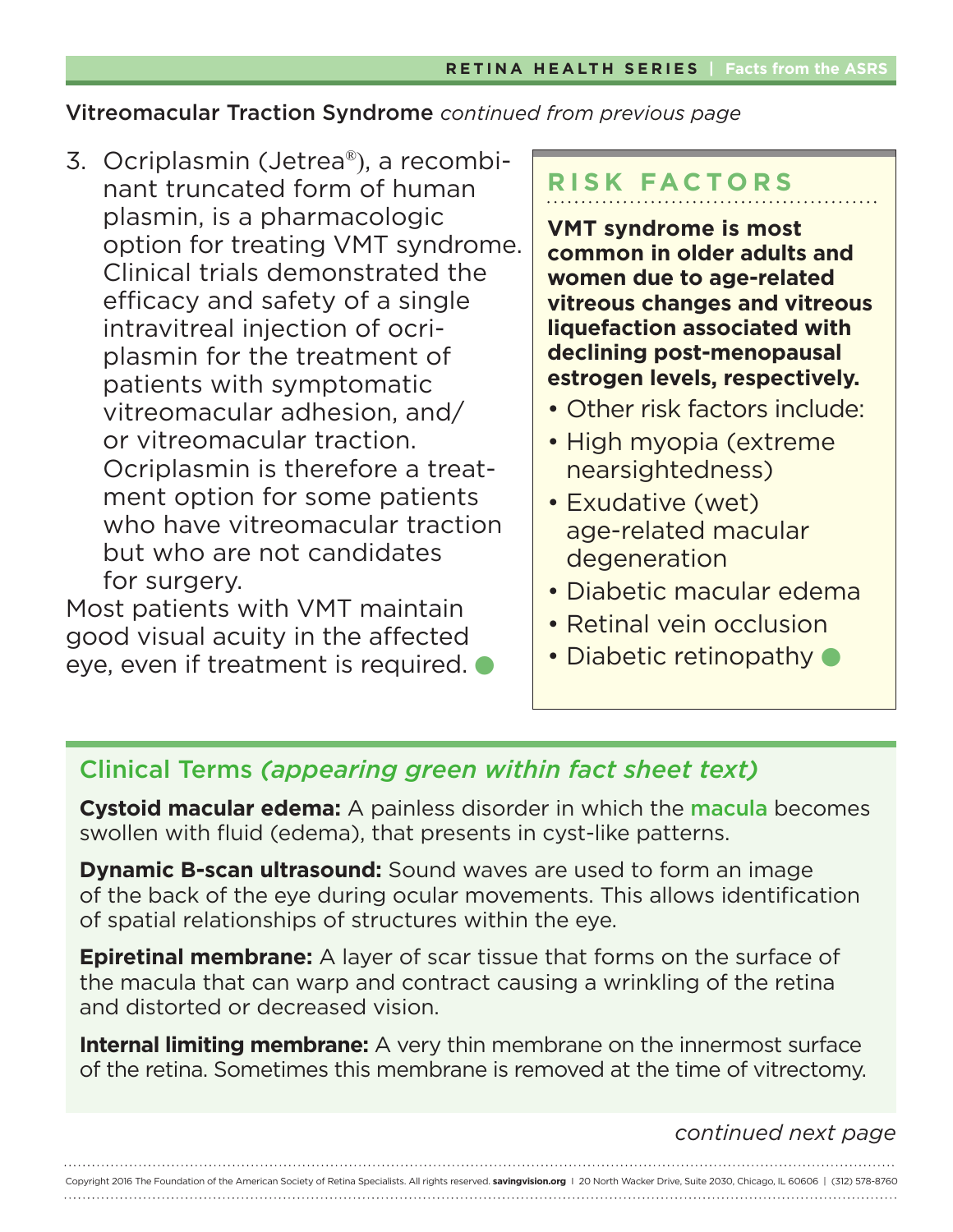Vitreomacular Traction Syndrome *continued from previous page*

3. Ocriplasmin (Jetrea®), a recombinant truncated form of human plasmin, is a pharmacologic option for treating VMT syndrome. Clinical trials demonstrated the efficacy and safety of a single intravitreal injection of ocriplasmin for the treatment of patients with symptomatic vitreomacular adhesion, and/or vitreomacular traction. Ocriplasmin is therefore a treatment option for some patients who have vitreomacular traction but who are not candidates for surgery.

Most patients with VMT maintain good visual acuity in the affected eye, even if treatment is required.

## RISK FACTORS

**VMT syndrome is most common in older adults and women due to age-related vitreous changes and vitreous liquefaction associated with declining post-menopausal estrogen levels, respectively.**

- Other risk factors include:
- High myopia (extreme nearsightedness)
- Exudative (wet) age-related macular degeneration
- Diabetic macular edema
- Retinal vein occlusion
- Diabetic retinopathy

## Clinical Terms *(appearing green within fact sheet text)*

**Cystoid macular edema:** A painless disorder in which the macula becomes swollen with fluid (edema), that presents in cyst-like patterns.

**Dynamic B-scan ultrasound:** Sound waves are used to form an image of the back of the eye during ocular movements. This allows identification of spatial relationships of structures within the eye.

**Epiretinal membrane:** A layer of scar tissue that forms on the surface of the macula that can warp and contract causing a wrinkling of the retina and distorted or decreased vision.

**Internal limiting membrane:** A very thin membrane on the innermost surface of the retina. Sometimes this membrane is removed at the time of vitrectomy.

*continued next page*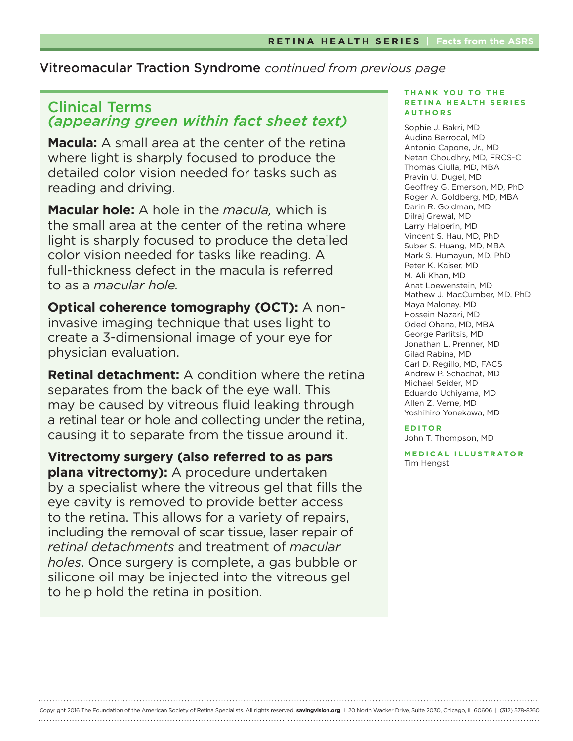Vitreomacular Traction Syndrome *continued from previous page*

## Clinical Terms
## *(appearing green within fact sheet text)*

**Macula:** A small area at the center of the retina where light is sharply focused to produce the detailed color vision needed for tasks such as reading and driving.

**Macular hole:** A hole in the *macula,* which is the small area at the center of the retina where light is sharply focused to produce the detailed color vision needed for tasks like reading. A full-thickness defect in the macula is referred to as a *macular hole.*

**Optical coherence tomography (OCT):** A non-invasive imaging technique that uses light to create a 3-dimensional image of your eye for physician evaluation.

**Retinal detachment:** A condition where the retina separates from the back of the eye wall. This may be caused by vitreous fluid leaking through a retinal tear or hole and collecting under the retina, causing it to separate from the tissue around it.

**Vitrectomy surgery (also referred to as pars plana vitrectomy):** A procedure undertaken by a specialist where the vitreous gel that fills the eye cavity is removed to provide better access to the retina. This allows for a variety of repairs, including the removal of scar tissue, laser repair of *retinal detachments* and treatment of *macular holes*. Once surgery is complete, a gas bubble or silicone oil may be injected into the vitreous gel to help hold the retina in position.

### THANK YOU TO THE RETINA HEALTH SERIES AUTHORS

Sophie J. Bakri, MD
Audina Berrocal, MD
Antonio Capone, Jr., MD
Netan Choudhry, MD, FRCS-C
Thomas Ciulla, MD, MBA
Pravin U. Dugel, MD
Geoffrey G. Emerson, MD, PhD
Roger A. Goldberg, MD, MBA
Darin R. Goldman, MD
Dilraj Grewal, MD
Larry Halperin, MD
Vincent S. Hau, MD, PhD
Suber S. Huang, MD, MBA
Mark S. Humayun, MD, PhD
Peter K. Kaiser, MD
M. Ali Khan, MD
Anat Loewenstein, MD
Mathew J. MacCumber, MD, PhD
Maya Maloney, MD
Hossein Nazari, MD
Oded Ohana, MD, MBA
George Parlitsis, MD
Jonathan L. Prenner, MD
Gilad Rabina, MD
Carl D. Regillo, MD, FACS
Andrew P. Schachat, MD
Michael Seider, MD
Eduardo Uchiyama, MD
Allen Z. Verne, MD
Yoshihiro Yonekawa, MD

### EDITOR

John T. Thompson, MD

### MEDICAL ILLUSTRATOR

Tim Hengst

Copyright 2016 The Foundation of the American Society of Retina Specialists. All rights reserved. **savingvision.org** | 20 North Wacker Drive, Suite 2030, Chicago, IL 60606 | (312) 578-8760